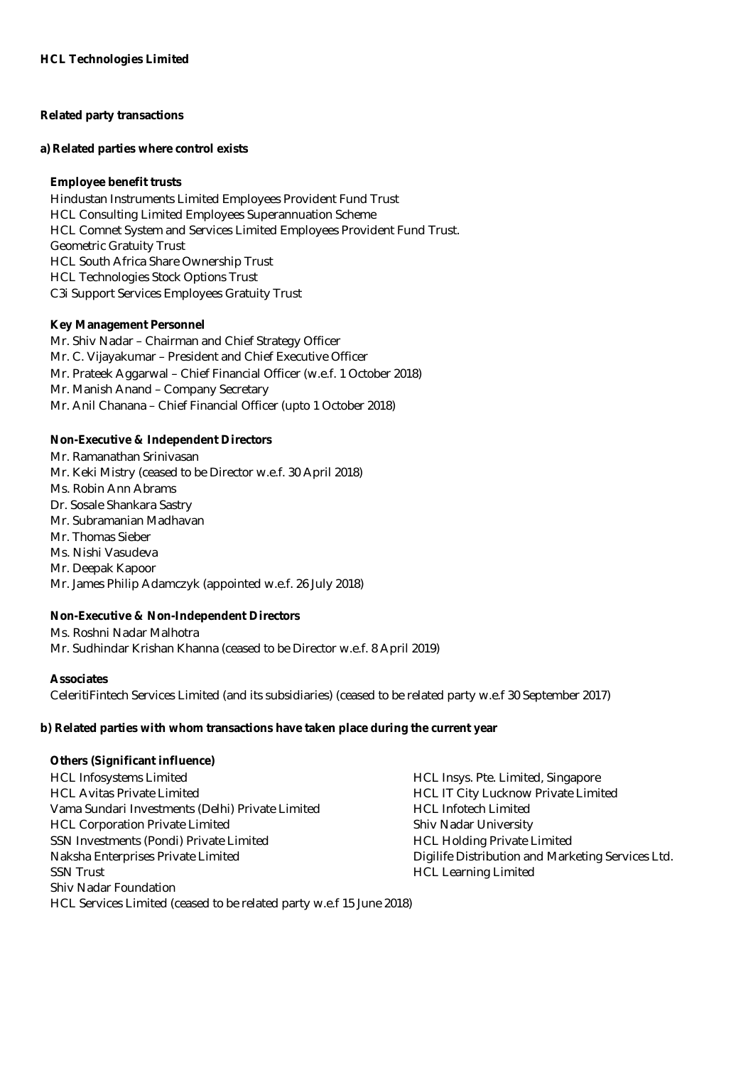**HCL Technologies Limited**

## Related party transactions

### a) Related parties where control exists

**Employee benefit trusts**

Hindustan Instruments Limited Employees Provident Fund Trust
HCL Consulting Limited Employees Superannuation Scheme
HCL Comnet System and Services Limited Employees Provident Fund Trust.
Geometric Gratuity Trust
HCL South Africa Share Ownership Trust
HCL Technologies Stock Options Trust
C3i Support Services Employees Gratuity Trust

**Key Management Personnel**

Mr. Shiv Nadar – Chairman and Chief Strategy Officer
Mr. C. Vijayakumar – President and Chief Executive Officer
Mr. Prateek Aggarwal – Chief Financial Officer (w.e.f. 1 October 2018)
Mr. Manish Anand – Company Secretary
Mr. Anil Chanana – Chief Financial Officer (upto 1 October 2018)

**Non-Executive & Independent Directors**

Mr. Ramanathan Srinivasan
Mr. Keki Mistry (ceased to be Director w.e.f. 30 April 2018)
Ms. Robin Ann Abrams
Dr. Sosale Shankara Sastry
Mr. Subramanian Madhavan
Mr. Thomas Sieber
Ms. Nishi Vasudeva
Mr. Deepak Kapoor
Mr. James Philip Adamczyk (appointed w.e.f. 26 July 2018)

**Non-Executive & Non-Independent Directors**

Ms. Roshni Nadar Malhotra
Mr. Sudhindar Krishan Khanna (ceased to be Director w.e.f. 8 April 2019)

**Associates**

CeleritiFintech Services Limited (and its subsidiaries) (ceased to be related party w.e.f 30 September 2017)

### b) Related parties with whom transactions have taken place during the current year

**Others (Significant influence)**

HCL Infosystems Limited
HCL Avitas Private Limited
Vama Sundari Investments (Delhi) Private Limited
HCL Corporation Private Limited
SSN Investments (Pondi) Private Limited
Naksha Enterprises Private Limited
SSN Trust
Shiv Nadar Foundation
HCL Services Limited (ceased to be related party w.e.f 15 June 2018)
HCL Insys. Pte. Limited, Singapore
HCL IT City Lucknow Private Limited
HCL Infotech Limited
Shiv Nadar University
HCL Holding Private Limited
Digilife Distribution and Marketing Services Ltd.
HCL Learning Limited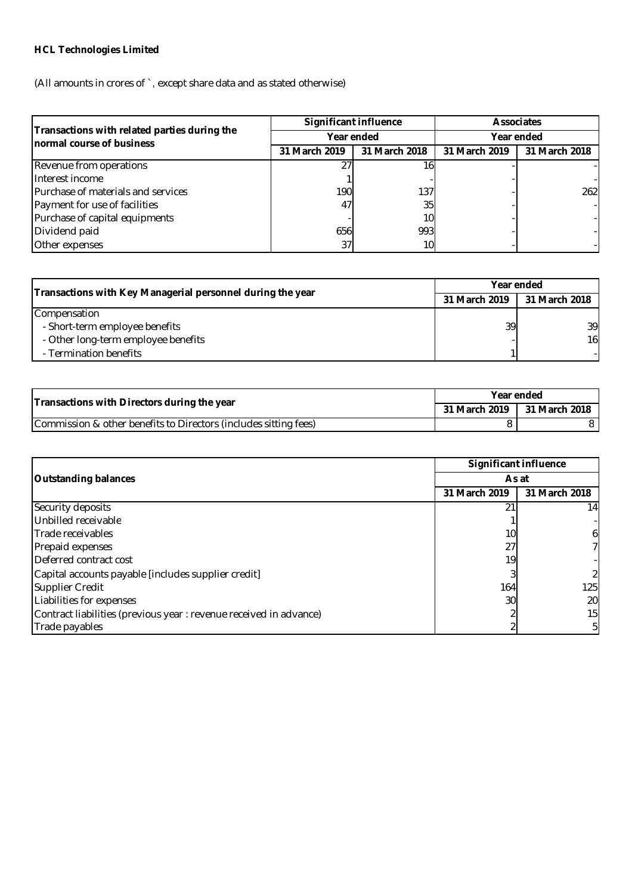**HCL Technologies Limited**

(All amounts in crores of ` , except share data and as stated otherwise)

| Transactions with related parties during the normal course of business | Significant influence | | Associates | |
|---|---|---|---|---|
| | Year ended | | Year ended | |
| | 31 March 2019 | 31 March 2018 | 31 March 2019 | 31 March 2018 |
| Revenue from operations | 27 | 16 | - | - |
| Interest income | 1 | - | - | - |
| Purchase of materials and services | 190 | 137 | - | 262 |
| Payment for use of facilities | 47 | 35 | - | - |
| Purchase of capital equipments | - | 10 | - | - |
| Dividend paid | 656 | 993 | - | - |
| Other expenses | 37 | 10 | - | - |

| Transactions with Key Managerial personnel during the year | Year ended | |
|---|---|---|
| | 31 March 2019 | 31 March 2018 |
| Compensation | | |
| - Short-term employee benefits | 39 | 39 |
| - Other long-term employee benefits | - | 16 |
| - Termination benefits | 1 | - |

| Transactions with Directors during the year | Year ended | |
|---|---|---|
| | 31 March 2019 | 31 March 2018 |
| Commission & other benefits to Directors (includes sitting fees) | 8 | 8 |

| Outstanding balances | Significant influence | |
|---|---|---|
| | As at | |
| | 31 March 2019 | 31 March 2018 |
| Security deposits | 21 | 14 |
| Unbilled receivable | 1 | - |
| Trade receivables | 10 | 6 |
| Prepaid expenses | 27 | 7 |
| Deferred contract cost | 19 | - |
| Capital accounts payable [includes supplier credit] | 3 | 2 |
| Supplier Credit | 164 | 125 |
| Liabilities for expenses | 30 | 20 |
| Contract liabilities (previous year : revenue received in advance) | 2 | 15 |
| Trade payables | 2 | 5 |